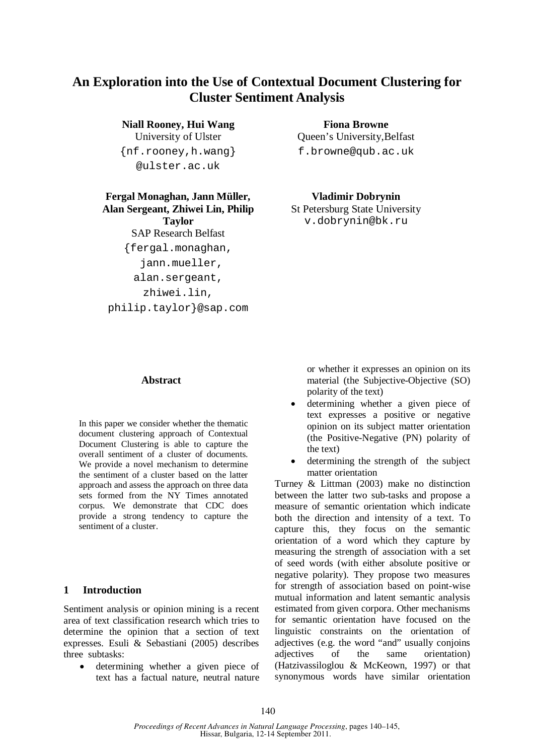# An Exploration into the Use of Contextual Document Clustering for Cluster Sentiment Analysis

**Niall Rooney, Hui Wang**
University of Ulster
{nf.rooney,h.wang}@ulster.ac.uk

**Fiona Browne**
Queen's University,Belfast
f.browne@qub.ac.uk

**Fergal Monaghan, Jann Müller, Alan Sergeant, Zhiwei Lin, Philip Taylor**
SAP Research Belfast
{fergal.monaghan, jann.mueller, alan.sergeant, zhiwei.lin, philip.taylor}@sap.com

**Vladimir Dobrynin**
St Petersburg State University
v.dobrynin@bk.ru

## Abstract

In this paper we consider whether the thematic document clustering approach of Contextual Document Clustering is able to capture the overall sentiment of a cluster of documents. We provide a novel mechanism to determine the sentiment of a cluster based on the latter approach and assess the approach on three data sets formed from the NY Times annotated corpus. We demonstrate that CDC does provide a strong tendency to capture the sentiment of a cluster.

## 1 Introduction

Sentiment analysis or opinion mining is a recent area of text classification research which tries to determine the opinion that a section of text expresses. Esuli & Sebastiani (2005) describes three subtasks:

- determining whether a given piece of text has a factual nature, neutral nature or whether it expresses an opinion on its material (the Subjective-Objective (SO) polarity of the text)
- determining whether a given piece of text expresses a positive or negative opinion on its subject matter orientation (the Positive-Negative (PN) polarity of the text)
- determining the strength of the subject matter orientation

Turney & Littman (2003) make no distinction between the latter two sub-tasks and propose a measure of semantic orientation which indicate both the direction and intensity of a text. To capture this, they focus on the semantic orientation of a word which they capture by measuring the strength of association with a set of seed words (with either absolute positive or negative polarity). They propose two measures for strength of association based on point-wise mutual information and latent semantic analysis estimated from given corpora. Other mechanisms for semantic orientation have focused on the linguistic constraints on the orientation of adjectives (e.g. the word "and" usually conjoins adjectives of the same orientation) (Hatzivassiloglou & McKeown, 1997) or that synonymous words have similar orientation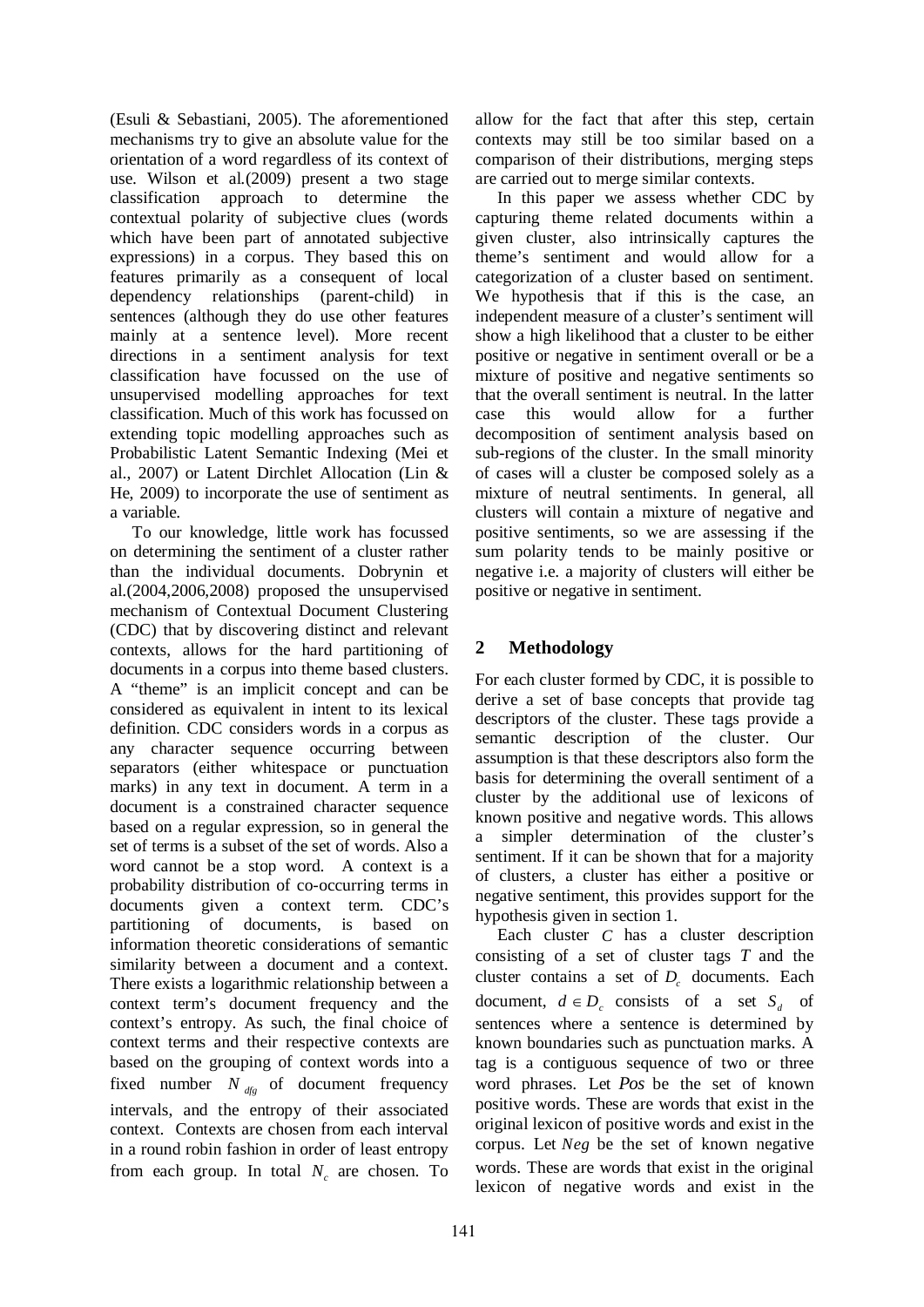(Esuli & Sebastiani, 2005). The aforementioned mechanisms try to give an absolute value for the orientation of a word regardless of its context of use. Wilson et al.(2009) present a two stage classification approach to determine the contextual polarity of subjective clues (words which have been part of annotated subjective expressions) in a corpus. They based this on features primarily as a consequent of local dependency relationships (parent-child) in sentences (although they do use other features mainly at a sentence level). More recent directions in a sentiment analysis for text classification have focussed on the use of unsupervised modelling approaches for text classification. Much of this work has focussed on extending topic modelling approaches such as Probabilistic Latent Semantic Indexing (Mei et al., 2007) or Latent Dirchlet Allocation (Lin & He, 2009) to incorporate the use of sentiment as a variable.

To our knowledge, little work has focussed on determining the sentiment of a cluster rather than the individual documents. Dobrynin et al.(2004,2006,2008) proposed the unsupervised mechanism of Contextual Document Clustering (CDC) that by discovering distinct and relevant contexts, allows for the hard partitioning of documents in a corpus into theme based clusters. A "theme" is an implicit concept and can be considered as equivalent in intent to its lexical definition. CDC considers words in a corpus as any character sequence occurring between separators (either whitespace or punctuation marks) in any text in document. A term in a document is a constrained character sequence based on a regular expression, so in general the set of terms is a subset of the set of words. Also a word cannot be a stop word. A context is a probability distribution of co-occurring terms in documents given a context term. CDC's partitioning of documents, is based on information theoretic considerations of semantic similarity between a document and a context. There exists a logarithmic relationship between a context term's document frequency and the context's entropy. As such, the final choice of context terms and their respective contexts are based on the grouping of context words into a fixed number $N_{dfg}$ of document frequency intervals, and the entropy of their associated context. Contexts are chosen from each interval in a round robin fashion in order of least entropy from each group. In total $N_c$ are chosen. To allow for the fact that after this step, certain contexts may still be too similar based on a comparison of their distributions, merging steps are carried out to merge similar contexts.

In this paper we assess whether CDC by capturing theme related documents within a given cluster, also intrinsically captures the theme's sentiment and would allow for a categorization of a cluster based on sentiment. We hypothesis that if this is the case, an independent measure of a cluster's sentiment will show a high likelihood that a cluster to be either positive or negative in sentiment overall or be a mixture of positive and negative sentiments so that the overall sentiment is neutral. In the latter case this would allow for a further decomposition of sentiment analysis based on sub-regions of the cluster. In the small minority of cases will a cluster be composed solely as a mixture of neutral sentiments. In general, all clusters will contain a mixture of negative and positive sentiments, so we are assessing if the sum polarity tends to be mainly positive or negative i.e. a majority of clusters will either be positive or negative in sentiment.

## 2 Methodology

For each cluster formed by CDC, it is possible to derive a set of base concepts that provide tag descriptors of the cluster. These tags provide a semantic description of the cluster. Our assumption is that these descriptors also form the basis for determining the overall sentiment of a cluster by the additional use of lexicons of known positive and negative words. This allows a simpler determination of the cluster's sentiment. If it can be shown that for a majority of clusters, a cluster has either a positive or negative sentiment, this provides support for the hypothesis given in section 1.

Each cluster $C$ has a cluster description consisting of a set of cluster tags $T$ and the cluster contains a set of $D_c$ documents. Each document, $d \in D_c$ consists of a set $S_d$ of sentences where a sentence is determined by known boundaries such as punctuation marks. A tag is a contiguous sequence of two or three word phrases. Let $Pos$ be the set of known positive words. These are words that exist in the original lexicon of positive words and exist in the corpus. Let $Neg$ be the set of known negative words. These are words that exist in the original lexicon of negative words and exist in the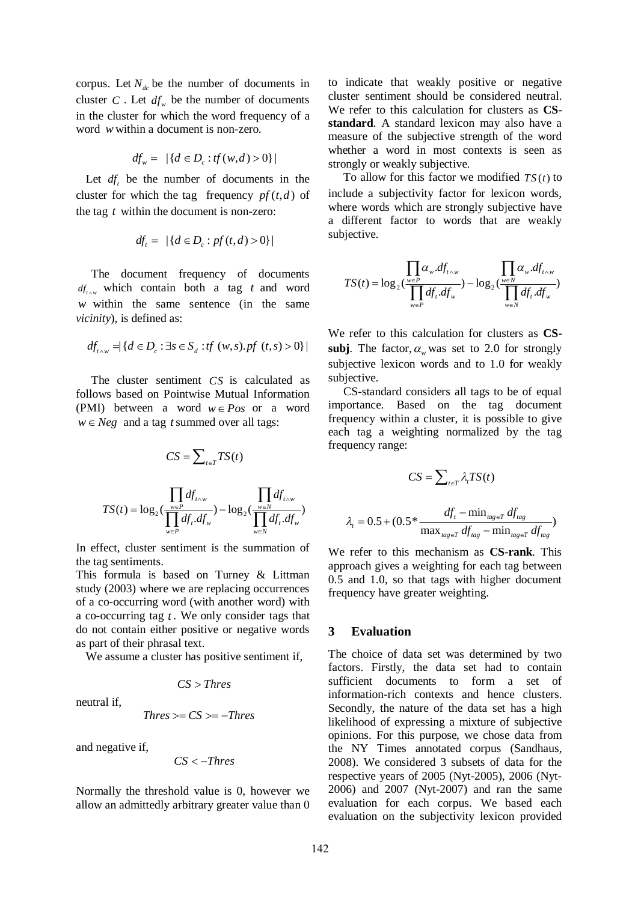corpus. Let $N_{dc}$ be the number of documents in cluster $C$. Let $df_w$ be the number of documents in the cluster for which the word frequency of a word $w$ within a document is non-zero.

$$df_w = |\{d \in D_c : tf(w,d) > 0\}|$$

Let $df_t$ be the number of documents in the cluster for which the tag frequency $pf(t,d)$ of the tag $t$ within the document is non-zero:

$$df_t = |\{d \in D_c : pf(t,d) > 0\}|$$

The document frequency of documents $df_{t \wedge w}$ which contain both a tag $t$ and word $w$ within the same sentence (in the same *vicinity*), is defined as:

$$df_{t \wedge w} = |\{d \in D_c : \exists s \in S_d : tf(w,s).pf(t,s) > 0\}|$$

The cluster sentiment $CS$ is calculated as follows based on Pointwise Mutual Information (PMI) between a word $w \in Pos$ or a word $w \in Neg$ and a tag $t$ summed over all tags:

$$CS = \sum_{t \in T} TS(t)$$

$$TS(t) = \log_2\left(\frac{\prod_{w \in P} df_{t \wedge w}}{\prod_{w \in P} df_t . df_w}\right) - \log_2\left(\frac{\prod_{w \in N} df_{t \wedge w}}{\prod_{w \in N} df_t . df_w}\right)$$

In effect, cluster sentiment is the summation of the tag sentiments.

This formula is based on Turney & Littman study (2003) where we are replacing occurrences of a co-occurring word (with another word) with a co-occurring tag $t$. We only consider tags that do not contain either positive or negative words as part of their phrasal text.

We assume a cluster has positive sentiment if,

$$CS > Thres$$

neutral if,

$$Thres >= CS >= -Thres$$

and negative if,

$$CS < -Thres$$

Normally the threshold value is 0, however we allow an admittedly arbitrary greater value than 0 to indicate that weakly positive or negative cluster sentiment should be considered neutral. We refer to this calculation for clusters as **CS-standard**. A standard lexicon may also have a measure of the subjective strength of the word whether a word in most contexts is seen as strongly or weakly subjective.

To allow for this factor we modified $TS(t)$ to include a subjectivity factor for lexicon words, where words which are strongly subjective have a different factor to words that are weakly subjective.

$$TS(t) = \log_2\left(\frac{\prod_{w \in P} \alpha_w . df_{t \wedge w}}{\prod_{w \in P} df_t . df_w}\right) - \log_2\left(\frac{\prod_{w \in N} \alpha_w . df_{t \wedge w}}{\prod_{w \in N} df_t . df_w}\right)$$

We refer to this calculation for clusters as **CS-subj**. The factor, $\alpha_w$ was set to 2.0 for strongly subjective lexicon words and to 1.0 for weakly subjective.

CS-standard considers all tags to be of equal importance. Based on the tag document frequency within a cluster, it is possible to give each tag a weighting normalized by the tag frequency range:

$$CS = \sum_{t \in T} \lambda_t TS(t)$$

$$\lambda_t = 0.5 + \left(0.5 * \frac{df_t - \min_{tag \in T} df_{tag}}{\max_{tag \in T} df_{tag} - \min_{tag \in T} df_{tag}}\right)$$

We refer to this mechanism as **CS-rank**. This approach gives a weighting for each tag between 0.5 and 1.0, so that tags with higher document frequency have greater weighting.

## 3 Evaluation

The choice of data set was determined by two factors. Firstly, the data set had to contain sufficient documents to form a set of information-rich contexts and hence clusters. Secondly, the nature of the data set has a high likelihood of expressing a mixture of subjective opinions. For this purpose, we chose data from the NY Times annotated corpus (Sandhaus, 2008). We considered 3 subsets of data for the respective years of 2005 (Nyt-2005), 2006 (Nyt-2006) and 2007 (Nyt-2007) and ran the same evaluation for each corpus. We based each evaluation on the subjectivity lexicon provided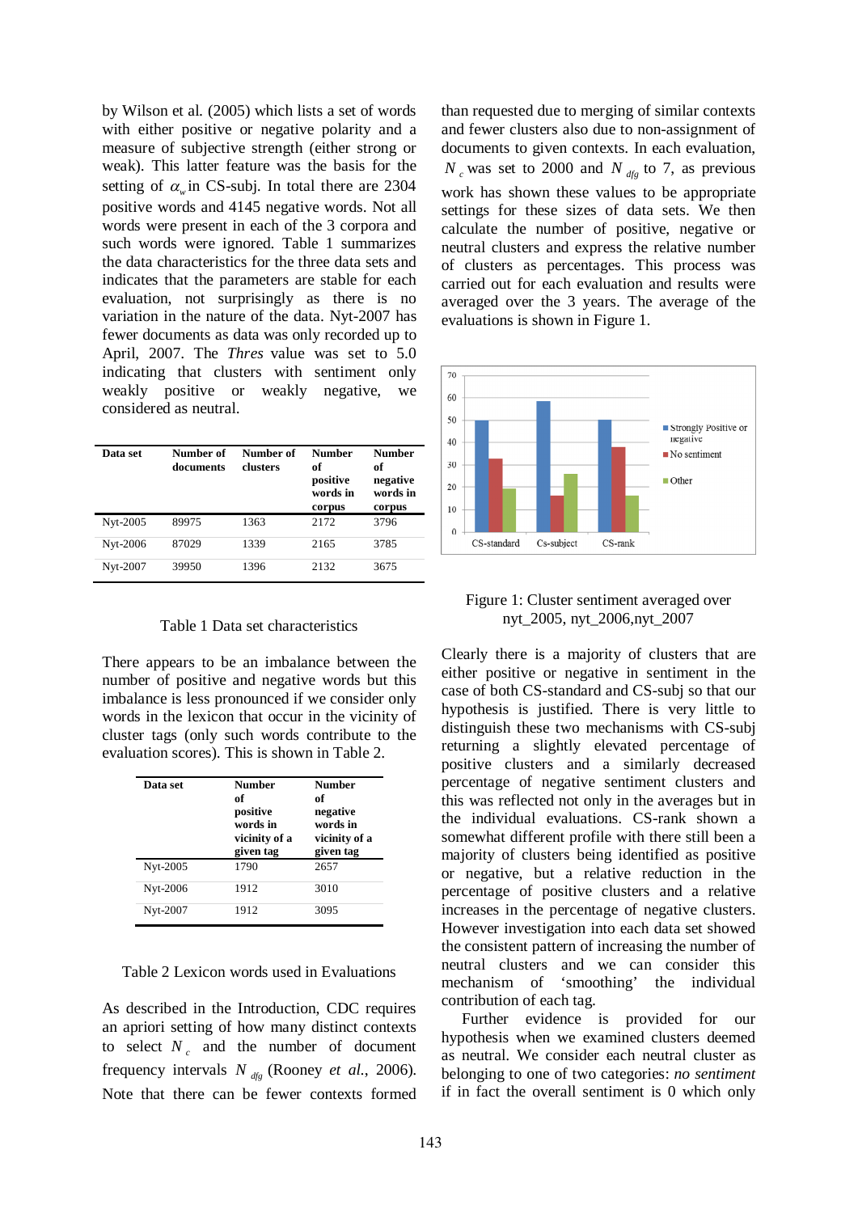by Wilson et al. (2005) which lists a set of words with either positive or negative polarity and a measure of subjective strength (either strong or weak). This latter feature was the basis for the setting of $\alpha_w$ in CS-subj. In total there are 2304 positive words and 4145 negative words. Not all words were present in each of the 3 corpora and such words were ignored. Table 1 summarizes the data characteristics for the three data sets and indicates that the parameters are stable for each evaluation, not surprisingly as there is no variation in the nature of the data. Nyt-2007 has fewer documents as data was only recorded up to April, 2007. The *Thres* value was set to 5.0 indicating that clusters with sentiment only weakly positive or weakly negative, we considered as neutral.

| Data set | Number of documents | Number of clusters | Number of positive words in corpus | Number of negative words in corpus |
|---|---|---|---|---|
| Nyt-2005 | 89975 | 1363 | 2172 | 3796 |
| Nyt-2006 | 87029 | 1339 | 2165 | 3785 |
| Nyt-2007 | 39950 | 1396 | 2132 | 3675 |

Table 1 Data set characteristics

There appears to be an imbalance between the number of positive and negative words but this imbalance is less pronounced if we consider only words in the lexicon that occur in the vicinity of cluster tags (only such words contribute to the evaluation scores). This is shown in Table 2.

| Data set | Number of positive words in vicinity of a given tag | Number of negative words in vicinity of a given tag |
|---|---|---|
| Nyt-2005 | 1790 | 2657 |
| Nyt-2006 | 1912 | 3010 |
| Nyt-2007 | 1912 | 3095 |

Table 2 Lexicon words used in Evaluations

As described in the Introduction, CDC requires an apriori setting of how many distinct contexts to select $N_c$ and the number of document frequency intervals $N_{dfg}$ (Rooney *et al.*, 2006). Note that there can be fewer contexts formed than requested due to merging of similar contexts and fewer clusters also due to non-assignment of documents to given contexts. In each evaluation, $N_c$ was set to 2000 and $N_{dfg}$ to 7, as previous work has shown these values to be appropriate settings for these sizes of data sets. We then calculate the number of positive, negative or neutral clusters and express the relative number of clusters as percentages. This process was carried out for each evaluation and results were averaged over the 3 years. The average of the evaluations is shown in Figure 1.

Figure 1: Cluster sentiment averaged over nyt_2005, nyt_2006,nyt_2007

Clearly there is a majority of clusters that are either positive or negative in sentiment in the case of both CS-standard and CS-subj so that our hypothesis is justified. There is very little to distinguish these two mechanisms with CS-subj returning a slightly elevated percentage of positive clusters and a similarly decreased percentage of negative sentiment clusters and this was reflected not only in the averages but in the individual evaluations. CS-rank shown a somewhat different profile with there still been a majority of clusters being identified as positive or negative, but a relative reduction in the percentage of positive clusters and a relative increases in the percentage of negative clusters. However investigation into each data set showed the consistent pattern of increasing the number of neutral clusters and we can consider this mechanism of 'smoothing' the individual contribution of each tag.

Further evidence is provided for our hypothesis when we examined clusters deemed as neutral. We consider each neutral cluster as belonging to one of two categories: *no sentiment* if in fact the overall sentiment is 0 which only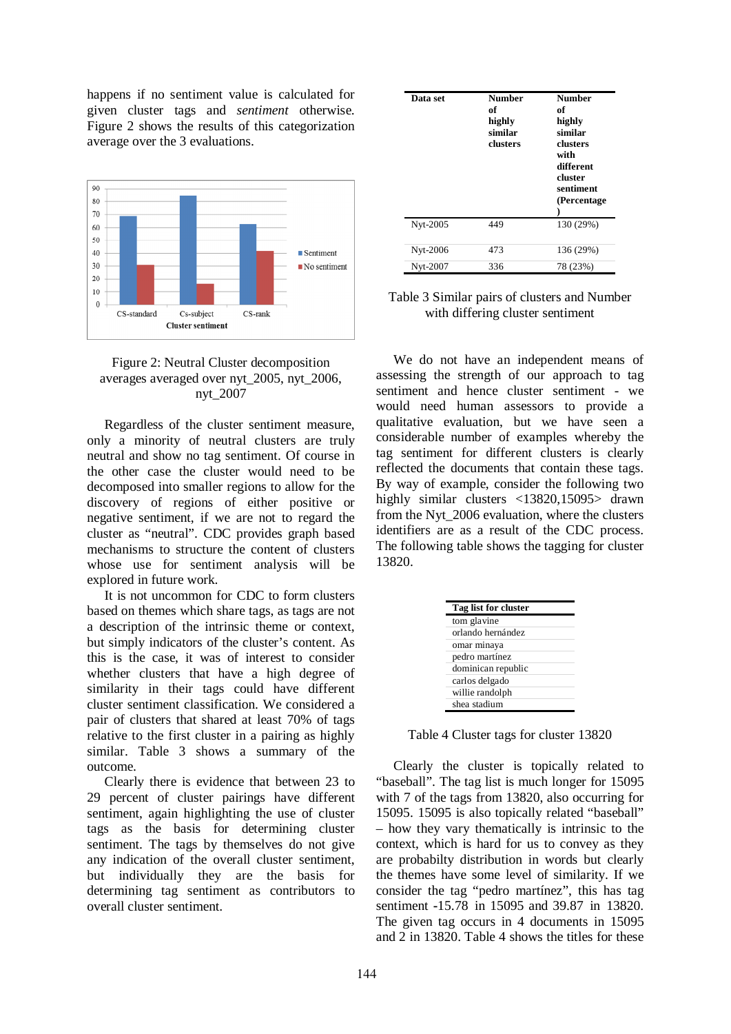happens if no sentiment value is calculated for given cluster tags and *sentiment* otherwise. Figure 2 shows the results of this categorization average over the 3 evaluations.

Figure 2: Neutral Cluster decomposition averages averaged over nyt_2005, nyt_2006, nyt_2007

Regardless of the cluster sentiment measure, only a minority of neutral clusters are truly neutral and show no tag sentiment. Of course in the other case the cluster would need to be decomposed into smaller regions to allow for the discovery of regions of either positive or negative sentiment, if we are not to regard the cluster as "neutral". CDC provides graph based mechanisms to structure the content of clusters whose use for sentiment analysis will be explored in future work.

It is not uncommon for CDC to form clusters based on themes which share tags, as tags are not a description of the intrinsic theme or context, but simply indicators of the cluster's content. As this is the case, it was of interest to consider whether clusters that have a high degree of similarity in their tags could have different cluster sentiment classification. We considered a pair of clusters that shared at least 70% of tags relative to the first cluster in a pairing as highly similar. Table 3 shows a summary of the outcome.

Clearly there is evidence that between 23 to 29 percent of cluster pairings have different sentiment, again highlighting the use of cluster tags as the basis for determining cluster sentiment. The tags by themselves do not give any indication of the overall cluster sentiment, but individually they are the basis for determining tag sentiment as contributors to overall cluster sentiment.

| Data set | Number of highly similar clusters | Number of highly similar clusters with different cluster sentiment (Percentage) |
|---|---|---|
| Nyt-2005 | 449 | 130 (29%) |
| Nyt-2006 | 473 | 136 (29%) |
| Nyt-2007 | 336 | 78 (23%) |

Table 3 Similar pairs of clusters and Number with differing cluster sentiment

We do not have an independent means of assessing the strength of our approach to tag sentiment and hence cluster sentiment - we would need human assessors to provide a qualitative evaluation, but we have seen a considerable number of examples whereby the tag sentiment for different clusters is clearly reflected the documents that contain these tags. By way of example, consider the following two highly similar clusters <13820,15095> drawn from the Nyt_2006 evaluation, where the clusters identifiers are as a result of the CDC process. The following table shows the tagging for cluster 13820.

| Tag list for cluster |
|---|
| tom glavine |
| orlando hernández |
| omar minaya |
| pedro martínez |
| dominican republic |
| carlos delgado |
| willie randolph |
| shea stadium |

Table 4 Cluster tags for cluster 13820

Clearly the cluster is topically related to "baseball". The tag list is much longer for 15095 with 7 of the tags from 13820, also occurring for 15095. 15095 is also topically related "baseball" – how they vary thematically is intrinsic to the context, which is hard for us to convey as they are probabilty distribution in words but clearly the themes have some level of similarity. If we consider the tag "pedro martínez", this has tag sentiment -15.78 in 15095 and 39.87 in 13820. The given tag occurs in 4 documents in 15095 and 2 in 13820. Table 4 shows the titles for these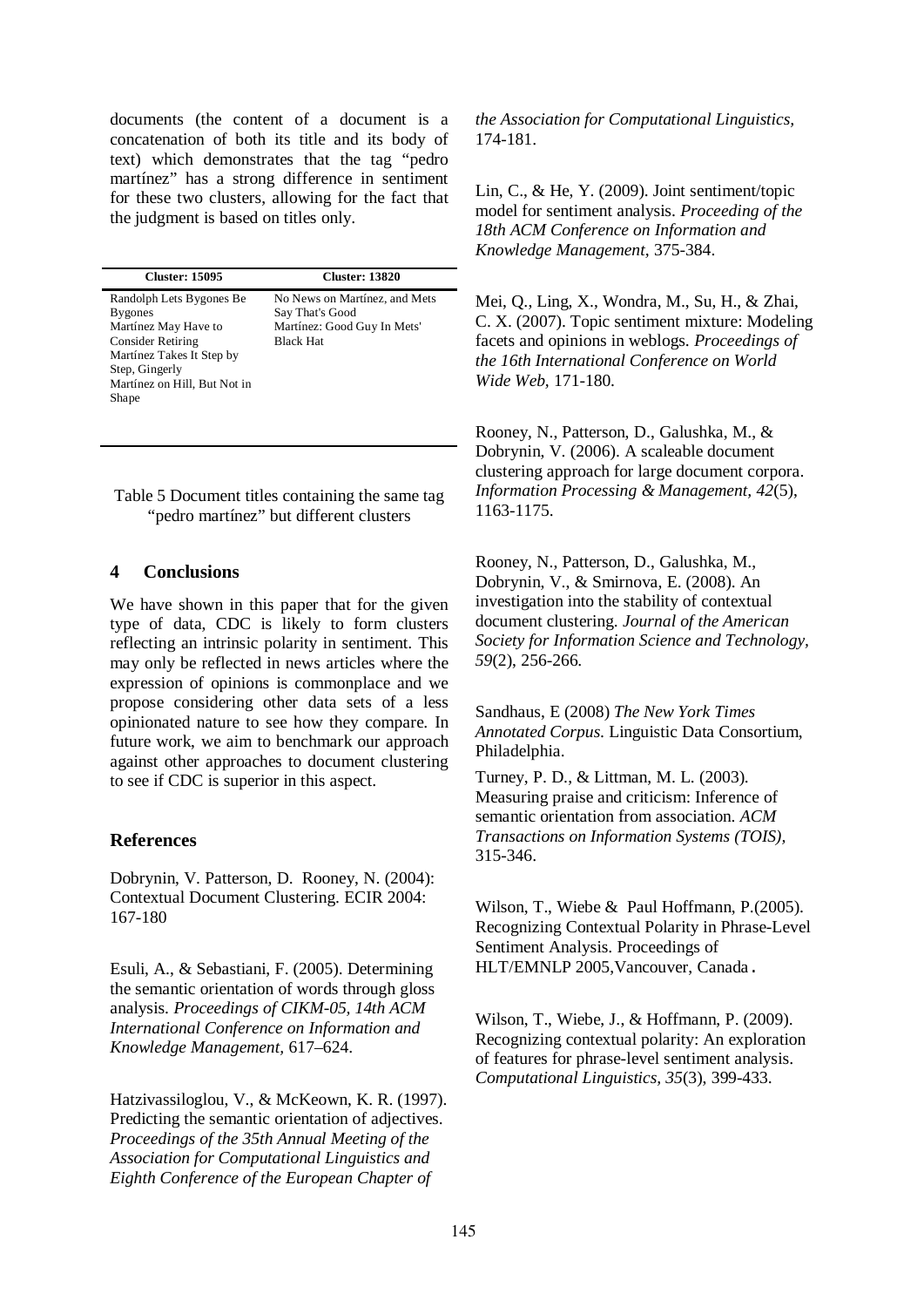documents (the content of a document is a concatenation of both its title and its body of text) which demonstrates that the tag "pedro martínez" has a strong difference in sentiment for these two clusters, allowing for the fact that the judgment is based on titles only.

| Cluster: 15095 | Cluster: 13820 |
|---|---|
| Randolph Lets Bygones Be Bygones | No News on Martínez, and Mets Say That's Good |
| Martínez May Have to Consider Retiring | Martínez: Good Guy In Mets' Black Hat |
| Martínez Takes It Step by Step, Gingerly | |
| Martínez on Hill, But Not in Shape | |

Table 5 Document titles containing the same tag "pedro martínez" but different clusters

## 4 Conclusions

We have shown in this paper that for the given type of data, CDC is likely to form clusters reflecting an intrinsic polarity in sentiment. This may only be reflected in news articles where the expression of opinions is commonplace and we propose considering other data sets of a less opinionated nature to see how they compare. In future work, we aim to benchmark our approach against other approaches to document clustering to see if CDC is superior in this aspect.

## References

Dobrynin, V. Patterson, D. Rooney, N. (2004): Contextual Document Clustering. ECIR 2004: 167-180

Esuli, A., & Sebastiani, F. (2005). Determining the semantic orientation of words through gloss analysis. *Proceedings of CIKM-05, 14th ACM International Conference on Information and Knowledge Management,* 617–624.

Hatzivassiloglou, V., & McKeown, K. R. (1997). Predicting the semantic orientation of adjectives. *Proceedings of the 35th Annual Meeting of the Association for Computational Linguistics and Eighth Conference of the European Chapter of the Association for Computational Linguistics,* 174-181.

Lin, C., & He, Y. (2009). Joint sentiment/topic model for sentiment analysis. *Proceeding of the 18th ACM Conference on Information and Knowledge Management,* 375-384.

Mei, Q., Ling, X., Wondra, M., Su, H., & Zhai, C. X. (2007). Topic sentiment mixture: Modeling facets and opinions in weblogs. *Proceedings of the 16th International Conference on World Wide Web,* 171-180.

Rooney, N., Patterson, D., Galushka, M., & Dobrynin, V. (2006). A scaleable document clustering approach for large document corpora. *Information Processing & Management, 42*(5), 1163-1175.

Rooney, N., Patterson, D., Galushka, M., Dobrynin, V., & Smirnova, E. (2008). An investigation into the stability of contextual document clustering. *Journal of the American Society for Information Science and Technology, 59*(2), 256-266.

Sandhaus, E (2008) *The New York Times Annotated Corpus.* Linguistic Data Consortium, Philadelphia.

Turney, P. D., & Littman, M. L. (2003). Measuring praise and criticism: Inference of semantic orientation from association. *ACM Transactions on Information Systems (TOIS),* 315-346.

Wilson, T., Wiebe & Paul Hoffmann, P.(2005). Recognizing Contextual Polarity in Phrase-Level Sentiment Analysis. Proceedings of HLT/EMNLP 2005,Vancouver, Canada.

Wilson, T., Wiebe, J., & Hoffmann, P. (2009). Recognizing contextual polarity: An exploration of features for phrase-level sentiment analysis. *Computational Linguistics, 35*(3), 399-433.